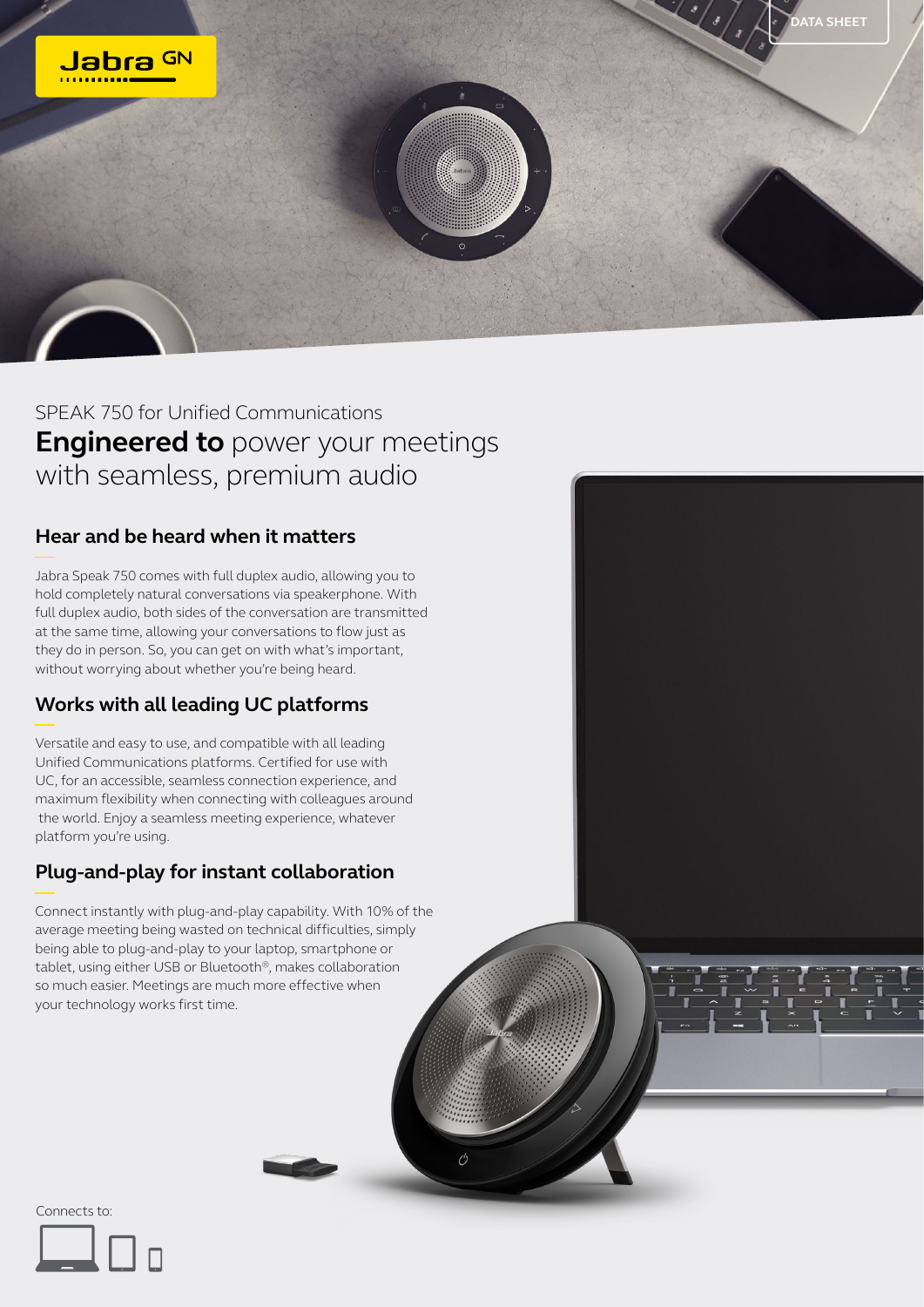Jabra GN

DATA SHEET

SPEAK 750 for Unified Communications

# **Engineered to** power your meetings with seamless, premium audio

## Hear and be heard when it matters

Jabra Speak 750 comes with full duplex audio, allowing you to hold completely natural conversations via speakerphone. With full duplex audio, both sides of the conversation are transmitted at the same time, allowing your conversations to flow just as they do in person. So, you can get on with what's important, without worrying about whether you're being heard.

## Works with all leading UC platforms

Versatile and easy to use, and compatible with all leading Unified Communications platforms. Certified for use with UC, for an accessible, seamless connection experience, and maximum flexibility when connecting with colleagues around the world. Enjoy a seamless meeting experience, whatever platform you're using.

## Plug-and-play for instant collaboration

Connect instantly with plug-and-play capability. With 10% of the average meeting being wasted on technical difficulties, simply being able to plug-and-play to your laptop, smartphone or tablet, using either USB or Bluetooth®, makes collaboration so much easier. Meetings are much more effective when your technology works first time.

Connects to: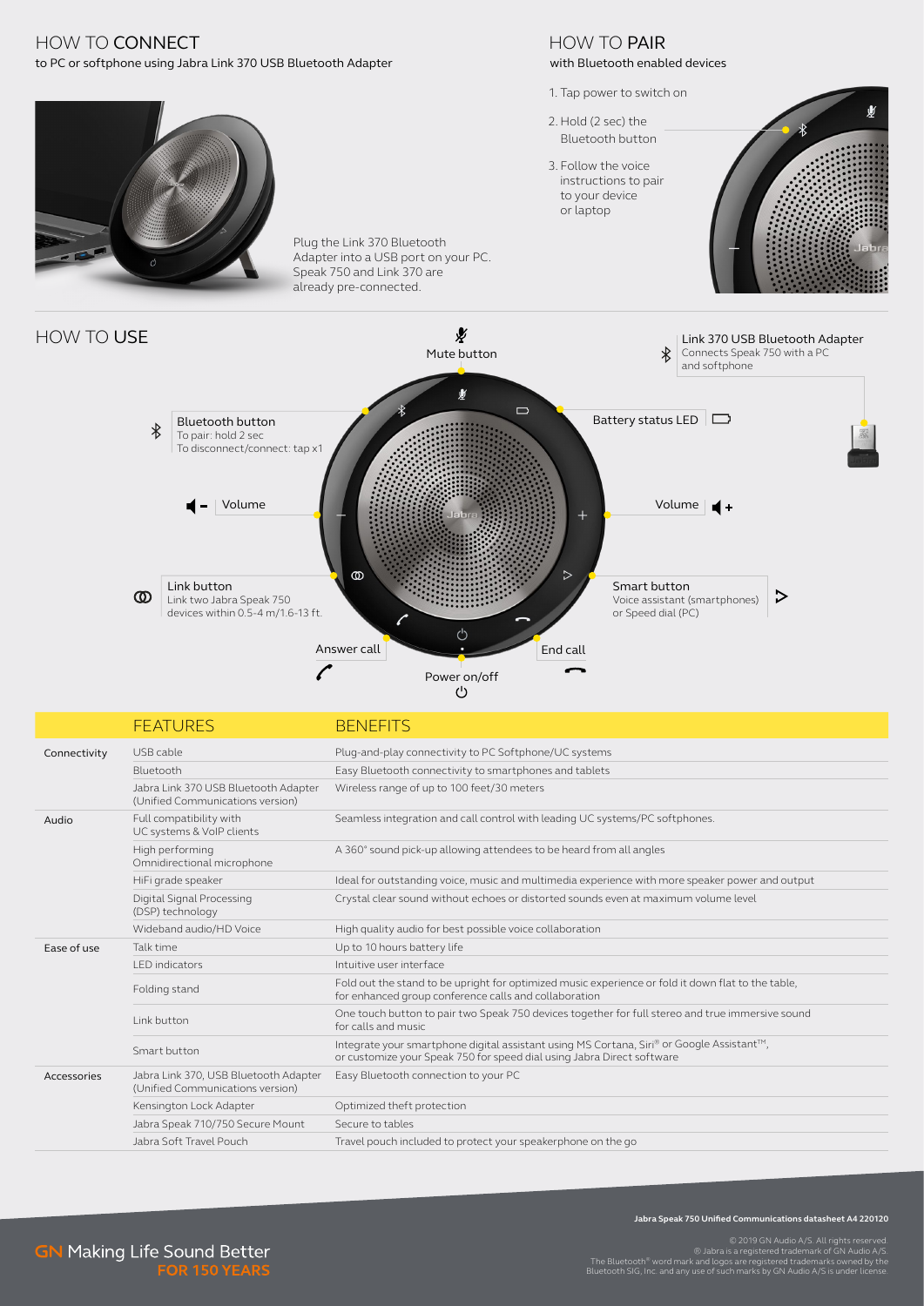## HOW TO CONNECT

to PC or softphone using Jabra Link 370 USB Bluetooth Adapter

Plug the Link 370 Bluetooth Adapter into a USB port on your PC. Speak 750 and Link 370 are already pre-connected.

## HOW TO PAIR

with Bluetooth enabled devices

1. Tap power to switch on
2. Hold (2 sec) the Bluetooth button
3. Follow the voice instructions to pair to your device or laptop

## HOW TO USE

Mute button

Link 370 USB Bluetooth Adapter
Connects Speak 750 with a PC and softphone

Bluetooth button
To pair: hold 2 sec
To disconnect/connect: tap x1

Battery status LED

Volume

Volume

Link button
Link two Jabra Speak 750 devices within 0.5-4 m/1.6-13 ft.

Smart button
Voice assistant (smartphones) or Speed dial (PC)

Answer call

End call

Power on/off

| | FEATURES | BENEFITS |
|---|---|---|
| Connectivity | USB cable | Plug-and-play connectivity to PC Softphone/UC systems |
| | Bluetooth | Easy Bluetooth connectivity to smartphones and tablets |
| | Jabra Link 370 USB Bluetooth Adapter (Unified Communications version) | Wireless range of up to 100 feet/30 meters |
| Audio | Full compatibility with UC systems & VoIP clients | Seamless integration and call control with leading UC systems/PC softphones. |
| | High performing Omnidirectional microphone | A 360° sound pick-up allowing attendees to be heard from all angles |
| | HiFi grade speaker | Ideal for outstanding voice, music and multimedia experience with more speaker power and output |
| | Digital Signal Processing (DSP) technology | Crystal clear sound without echoes or distorted sounds even at maximum volume level |
| | Wideband audio/HD Voice | High quality audio for best possible voice collaboration |
| Ease of use | Talk time | Up to 10 hours battery life |
| | LED indicators | Intuitive user interface |
| | Folding stand | Fold out the stand to be upright for optimized music experience or fold it down flat to the table, for enhanced group conference calls and collaboration |
| | Link button | One touch button to pair two Speak 750 devices together for full stereo and true immersive sound for calls and music |
| | Smart button | Integrate your smartphone digital assistant using MS Cortana, Siri® or Google Assistant™, or customize your Speak 750 for speed dial using Jabra Direct software |
| Accessories | Jabra Link 370, USB Bluetooth Adapter (Unified Communications version) | Easy Bluetooth connection to your PC |
| | Kensington Lock Adapter | Optimized theft protection |
| | Jabra Speak 710/750 Secure Mount | Secure to tables |
| | Jabra Soft Travel Pouch | Travel pouch included to protect your speakerphone on the go |

GN Making Life Sound Better FOR 150 YEARS

**Jabra Speak 750 Unified Communications datasheet A4 220120**

© 2019 GN Audio A/S. All rights reserved.
® Jabra is a registered trademark of GN Audio A/S.
The Bluetooth® word mark and logos are registered trademarks owned by the Bluetooth SIG, Inc. and any use of such marks by GN Audio A/S is under license.